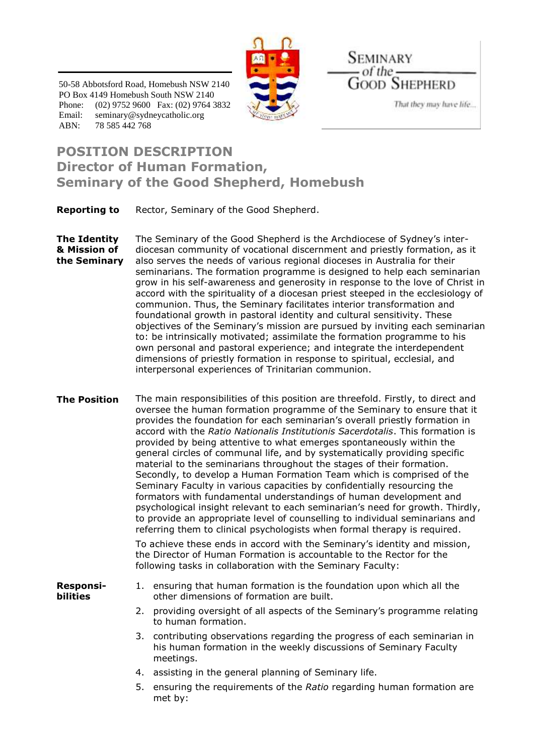50-58 Abbotsford Road, Homebush NSW 2140
PO Box 4149 Homebush South NSW 2140
Phone: (02) 9752 9600 Fax: (02) 9764 3832
Email: seminary@sydneycatholic.org
ABN: 78 585 442 768

SEMINARY of the GOOD SHEPHERD

*That they may have life...*

# POSITION DESCRIPTION
## Director of Human Formation, Seminary of the Good Shepherd, Homebush

**Reporting to** Rector, Seminary of the Good Shepherd.

**The Identity & Mission of the Seminary** The Seminary of the Good Shepherd is the Archdiocese of Sydney's inter-diocesan community of vocational discernment and priestly formation, as it also serves the needs of various regional dioceses in Australia for their seminarians. The formation programme is designed to help each seminarian grow in his self-awareness and generosity in response to the love of Christ in accord with the spirituality of a diocesan priest steeped in the ecclesiology of communion. Thus, the Seminary facilitates interior transformation and foundational growth in pastoral identity and cultural sensitivity. These objectives of the Seminary's mission are pursued by inviting each seminarian to: be intrinsically motivated; assimilate the formation programme to his own personal and pastoral experience; and integrate the interdependent dimensions of priestly formation in response to spiritual, ecclesial, and interpersonal experiences of Trinitarian communion.

**The Position** The main responsibilities of this position are threefold. Firstly, to direct and oversee the human formation programme of the Seminary to ensure that it provides the foundation for each seminarian's overall priestly formation in accord with the *Ratio Nationalis Institutionis Sacerdotalis*. This formation is provided by being attentive to what emerges spontaneously within the general circles of communal life, and by systematically providing specific material to the seminarians throughout the stages of their formation. Secondly, to develop a Human Formation Team which is comprised of the Seminary Faculty in various capacities by confidentially resourcing the formators with fundamental understandings of human development and psychological insight relevant to each seminarian's need for growth. Thirdly, to provide an appropriate level of counselling to individual seminarians and referring them to clinical psychologists when formal therapy is required.

To achieve these ends in accord with the Seminary's identity and mission, the Director of Human Formation is accountable to the Rector for the following tasks in collaboration with the Seminary Faculty:

**Responsibilities**

1. ensuring that human formation is the foundation upon which all the other dimensions of formation are built.
2. providing oversight of all aspects of the Seminary's programme relating to human formation.
3. contributing observations regarding the progress of each seminarian in his human formation in the weekly discussions of Seminary Faculty meetings.
4. assisting in the general planning of Seminary life.
5. ensuring the requirements of the *Ratio* regarding human formation are met by: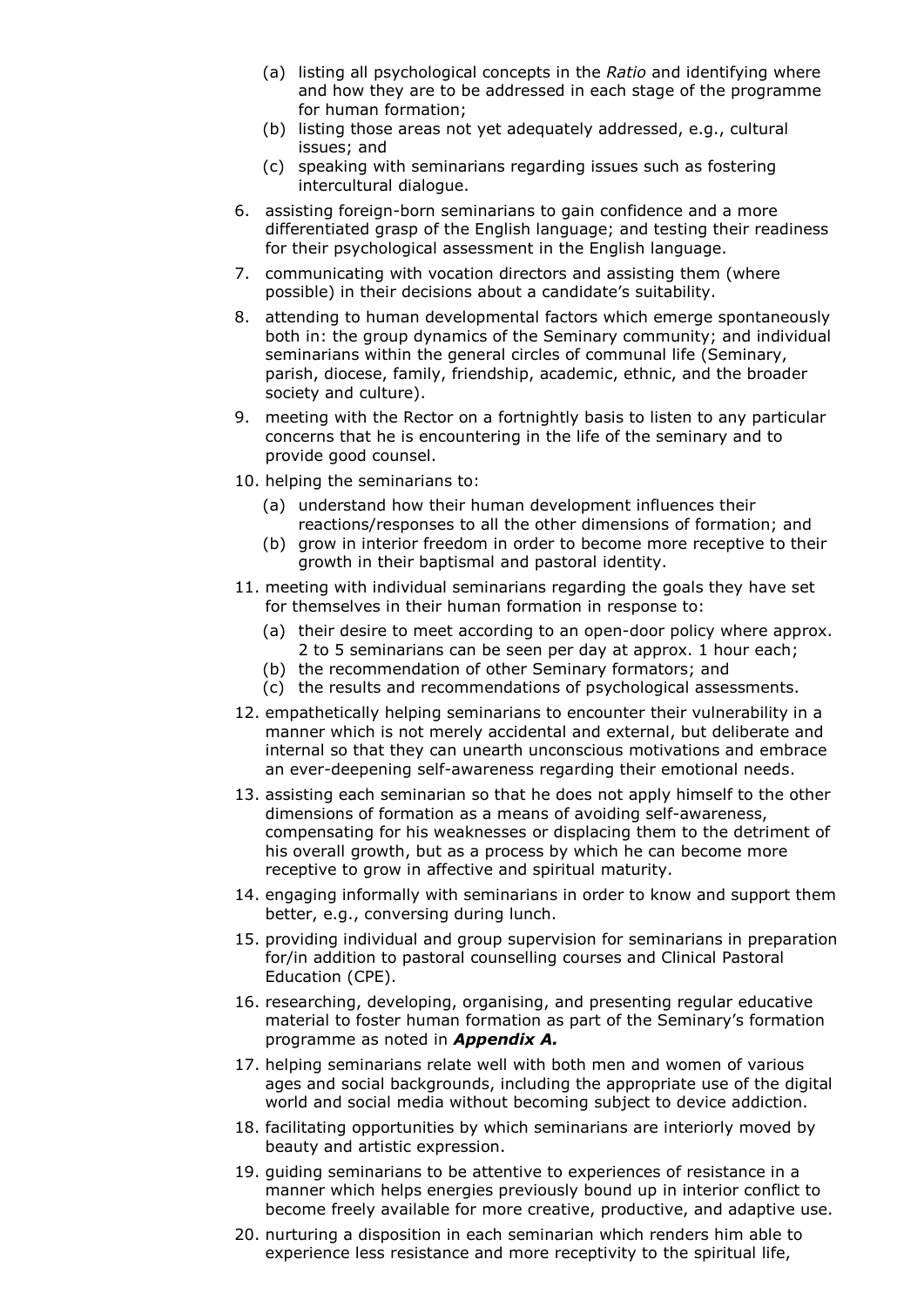(a) listing all psychological concepts in the *Ratio* and identifying where and how they are to be addressed in each stage of the programme for human formation;
(b) listing those areas not yet adequately addressed, e.g., cultural issues; and
(c) speaking with seminarians regarding issues such as fostering intercultural dialogue.

6. assisting foreign-born seminarians to gain confidence and a more differentiated grasp of the English language; and testing their readiness for their psychological assessment in the English language.
7. communicating with vocation directors and assisting them (where possible) in their decisions about a candidate's suitability.
8. attending to human developmental factors which emerge spontaneously both in: the group dynamics of the Seminary community; and individual seminarians within the general circles of communal life (Seminary, parish, diocese, family, friendship, academic, ethnic, and the broader society and culture).
9. meeting with the Rector on a fortnightly basis to listen to any particular concerns that he is encountering in the life of the seminary and to provide good counsel.
10. helping the seminarians to:
    (a) understand how their human development influences their reactions/responses to all the other dimensions of formation; and
    (b) grow in interior freedom in order to become more receptive to their growth in their baptismal and pastoral identity.
11. meeting with individual seminarians regarding the goals they have set for themselves in their human formation in response to:
    (a) their desire to meet according to an open-door policy where approx. 2 to 5 seminarians can be seen per day at approx. 1 hour each;
    (b) the recommendation of other Seminary formators; and
    (c) the results and recommendations of psychological assessments.
12. empathetically helping seminarians to encounter their vulnerability in a manner which is not merely accidental and external, but deliberate and internal so that they can unearth unconscious motivations and embrace an ever-deepening self-awareness regarding their emotional needs.
13. assisting each seminarian so that he does not apply himself to the other dimensions of formation as a means of avoiding self-awareness, compensating for his weaknesses or displacing them to the detriment of his overall growth, but as a process by which he can become more receptive to grow in affective and spiritual maturity.
14. engaging informally with seminarians in order to know and support them better, e.g., conversing during lunch.
15. providing individual and group supervision for seminarians in preparation for/in addition to pastoral counselling courses and Clinical Pastoral Education (CPE).
16. researching, developing, organising, and presenting regular educative material to foster human formation as part of the Seminary's formation programme as noted in ***Appendix A.***
17. helping seminarians relate well with both men and women of various ages and social backgrounds, including the appropriate use of the digital world and social media without becoming subject to device addiction.
18. facilitating opportunities by which seminarians are interiorly moved by beauty and artistic expression.
19. guiding seminarians to be attentive to experiences of resistance in a manner which helps energies previously bound up in interior conflict to become freely available for more creative, productive, and adaptive use.
20. nurturing a disposition in each seminarian which renders him able to experience less resistance and more receptivity to the spiritual life,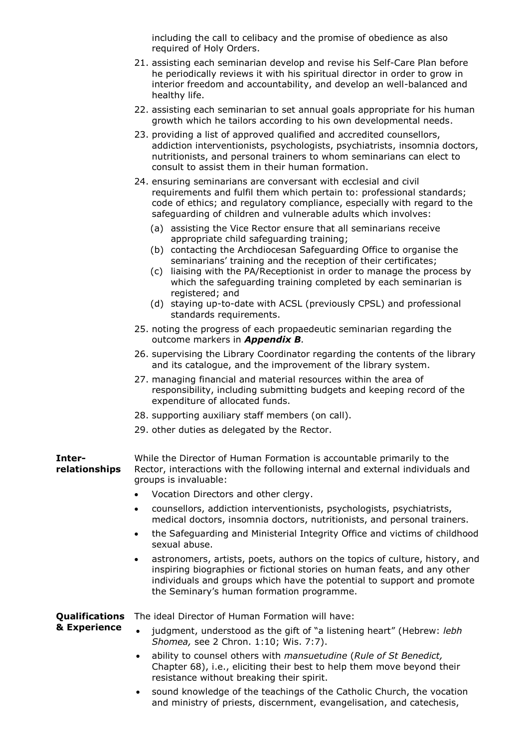including the call to celibacy and the promise of obedience as also required of Holy Orders.

21. assisting each seminarian develop and revise his Self-Care Plan before he periodically reviews it with his spiritual director in order to grow in interior freedom and accountability, and develop an well-balanced and healthy life.
22. assisting each seminarian to set annual goals appropriate for his human growth which he tailors according to his own developmental needs.
23. providing a list of approved qualified and accredited counsellors, addiction interventionists, psychologists, psychiatrists, insomnia doctors, nutritionists, and personal trainers to whom seminarians can elect to consult to assist them in their human formation.
24. ensuring seminarians are conversant with ecclesial and civil requirements and fulfil them which pertain to: professional standards; code of ethics; and regulatory compliance, especially with regard to the safeguarding of children and vulnerable adults which involves:
    (a) assisting the Vice Rector ensure that all seminarians receive appropriate child safeguarding training;
    (b) contacting the Archdiocesan Safeguarding Office to organise the seminarians' training and the reception of their certificates;
    (c) liaising with the PA/Receptionist in order to manage the process by which the safeguarding training completed by each seminarian is registered; and
    (d) staying up-to-date with ACSL (previously CPSL) and professional standards requirements.
25. noting the progress of each propaedeutic seminarian regarding the outcome markers in ***Appendix B****.*
26. supervising the Library Coordinator regarding the contents of the library and its catalogue, and the improvement of the library system.
27. managing financial and material resources within the area of responsibility, including submitting budgets and keeping record of the expenditure of allocated funds.
28. supporting auxiliary staff members (on call).
29. other duties as delegated by the Rector.

**Inter-relationships**

While the Director of Human Formation is accountable primarily to the Rector, interactions with the following internal and external individuals and groups is invaluable:

- Vocation Directors and other clergy.
- counsellors, addiction interventionists, psychologists, psychiatrists, medical doctors, insomnia doctors, nutritionists, and personal trainers.
- the Safeguarding and Ministerial Integrity Office and victims of childhood sexual abuse.
- astronomers, artists, poets, authors on the topics of culture, history, and inspiring biographies or fictional stories on human feats, and any other individuals and groups which have the potential to support and promote the Seminary's human formation programme.

**Qualifications & Experience**

The ideal Director of Human Formation will have:

- judgment, understood as the gift of "a listening heart" (Hebrew: *lebh Shomea,* see 2 Chron. 1:10; Wis. 7:7).
- ability to counsel others with *mansuetudine* (*Rule of St Benedict,* Chapter 68), i.e., eliciting their best to help them move beyond their resistance without breaking their spirit.
- sound knowledge of the teachings of the Catholic Church, the vocation and ministry of priests, discernment, evangelisation, and catechesis,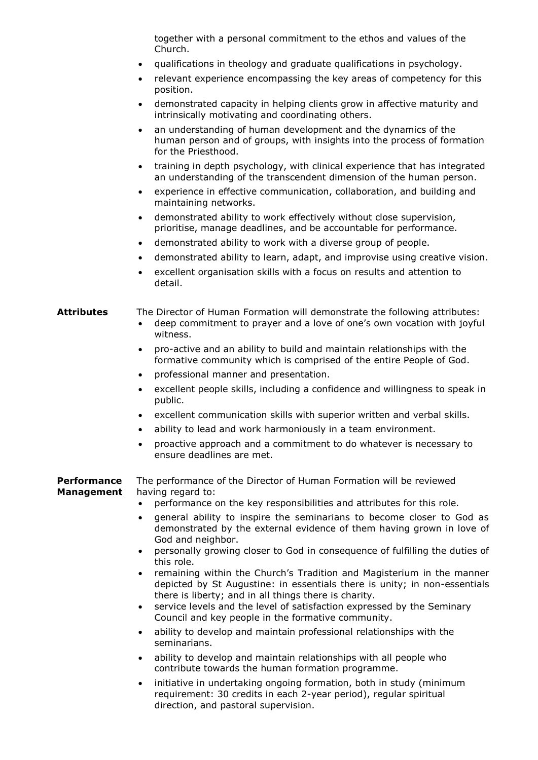together with a personal commitment to the ethos and values of the Church.

- qualifications in theology and graduate qualifications in psychology.
- relevant experience encompassing the key areas of competency for this position.
- demonstrated capacity in helping clients grow in affective maturity and intrinsically motivating and coordinating others.
- an understanding of human development and the dynamics of the human person and of groups, with insights into the process of formation for the Priesthood.
- training in depth psychology, with clinical experience that has integrated an understanding of the transcendent dimension of the human person.
- experience in effective communication, collaboration, and building and maintaining networks.
- demonstrated ability to work effectively without close supervision, prioritise, manage deadlines, and be accountable for performance.
- demonstrated ability to work with a diverse group of people.
- demonstrated ability to learn, adapt, and improvise using creative vision.
- excellent organisation skills with a focus on results and attention to detail.

**Attributes**

The Director of Human Formation will demonstrate the following attributes:

- deep commitment to prayer and a love of one's own vocation with joyful witness.
- pro-active and an ability to build and maintain relationships with the formative community which is comprised of the entire People of God.
- professional manner and presentation.
- excellent people skills, including a confidence and willingness to speak in public.
- excellent communication skills with superior written and verbal skills.
- ability to lead and work harmoniously in a team environment.
- proactive approach and a commitment to do whatever is necessary to ensure deadlines are met.

**Performance Management**

The performance of the Director of Human Formation will be reviewed having regard to:

- performance on the key responsibilities and attributes for this role.
- general ability to inspire the seminarians to become closer to God as demonstrated by the external evidence of them having grown in love of God and neighbor.
- personally growing closer to God in consequence of fulfilling the duties of this role.
- remaining within the Church's Tradition and Magisterium in the manner depicted by St Augustine: in essentials there is unity; in non-essentials there is liberty; and in all things there is charity.
- service levels and the level of satisfaction expressed by the Seminary Council and key people in the formative community.
- ability to develop and maintain professional relationships with the seminarians.
- ability to develop and maintain relationships with all people who contribute towards the human formation programme.
- initiative in undertaking ongoing formation, both in study (minimum requirement: 30 credits in each 2-year period), regular spiritual direction, and pastoral supervision.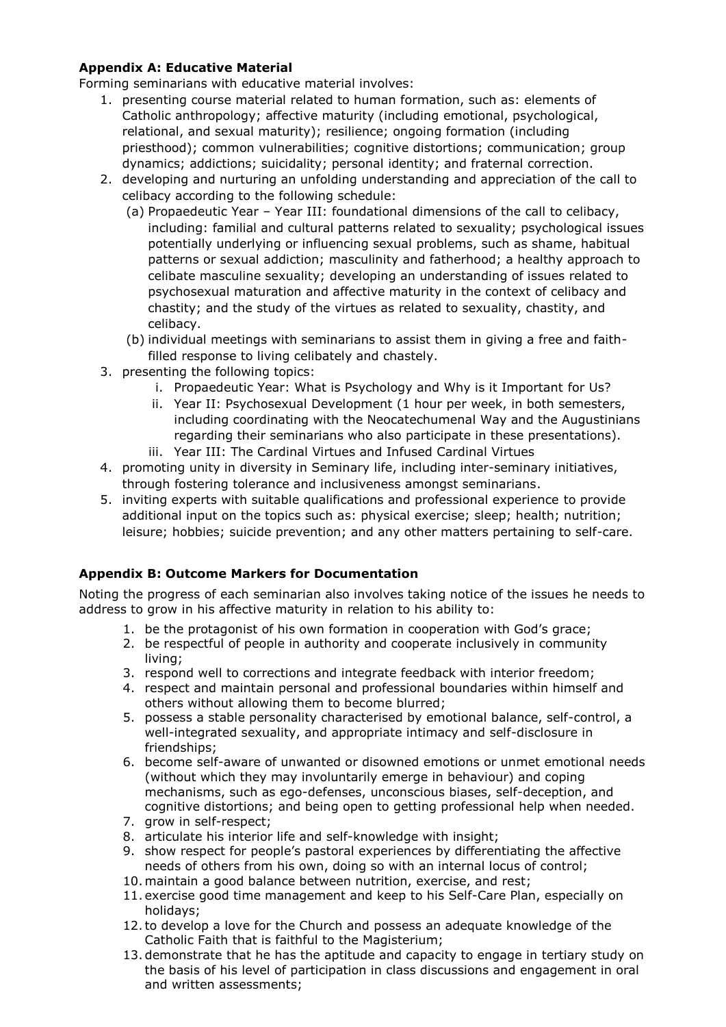**Appendix A: Educative Material**

Forming seminarians with educative material involves:

1. presenting course material related to human formation, such as: elements of Catholic anthropology; affective maturity (including emotional, psychological, relational, and sexual maturity); resilience; ongoing formation (including priesthood); common vulnerabilities; cognitive distortions; communication; group dynamics; addictions; suicidality; personal identity; and fraternal correction.
2. developing and nurturing an unfolding understanding and appreciation of the call to celibacy according to the following schedule:
   (a) Propaedeutic Year – Year III: foundational dimensions of the call to celibacy, including: familial and cultural patterns related to sexuality; psychological issues potentially underlying or influencing sexual problems, such as shame, habitual patterns or sexual addiction; masculinity and fatherhood; a healthy approach to celibate masculine sexuality; developing an understanding of issues related to psychosexual maturation and affective maturity in the context of celibacy and chastity; and the study of the virtues as related to sexuality, chastity, and celibacy.
   (b) individual meetings with seminarians to assist them in giving a free and faith-filled response to living celibately and chastely.
3. presenting the following topics:
   i. Propaedeutic Year: What is Psychology and Why is it Important for Us?
   ii. Year II: Psychosexual Development (1 hour per week, in both semesters, including coordinating with the Neocatechumenal Way and the Augustinians regarding their seminarians who also participate in these presentations).
   iii. Year III: The Cardinal Virtues and Infused Cardinal Virtues
4. promoting unity in diversity in Seminary life, including inter-seminary initiatives, through fostering tolerance and inclusiveness amongst seminarians.
5. inviting experts with suitable qualifications and professional experience to provide additional input on the topics such as: physical exercise; sleep; health; nutrition; leisure; hobbies; suicide prevention; and any other matters pertaining to self-care.

**Appendix B: Outcome Markers for Documentation**

Noting the progress of each seminarian also involves taking notice of the issues he needs to address to grow in his affective maturity in relation to his ability to:

1. be the protagonist of his own formation in cooperation with God's grace;
2. be respectful of people in authority and cooperate inclusively in community living;
3. respond well to corrections and integrate feedback with interior freedom;
4. respect and maintain personal and professional boundaries within himself and others without allowing them to become blurred;
5. possess a stable personality characterised by emotional balance, self-control, a well-integrated sexuality, and appropriate intimacy and self-disclosure in friendships;
6. become self-aware of unwanted or disowned emotions or unmet emotional needs (without which they may involuntarily emerge in behaviour) and coping mechanisms, such as ego-defenses, unconscious biases, self-deception, and cognitive distortions; and being open to getting professional help when needed.
7. grow in self-respect;
8. articulate his interior life and self-knowledge with insight;
9. show respect for people's pastoral experiences by differentiating the affective needs of others from his own, doing so with an internal locus of control;
10. maintain a good balance between nutrition, exercise, and rest;
11. exercise good time management and keep to his Self-Care Plan, especially on holidays;
12. to develop a love for the Church and possess an adequate knowledge of the Catholic Faith that is faithful to the Magisterium;
13. demonstrate that he has the aptitude and capacity to engage in tertiary study on the basis of his level of participation in class discussions and engagement in oral and written assessments;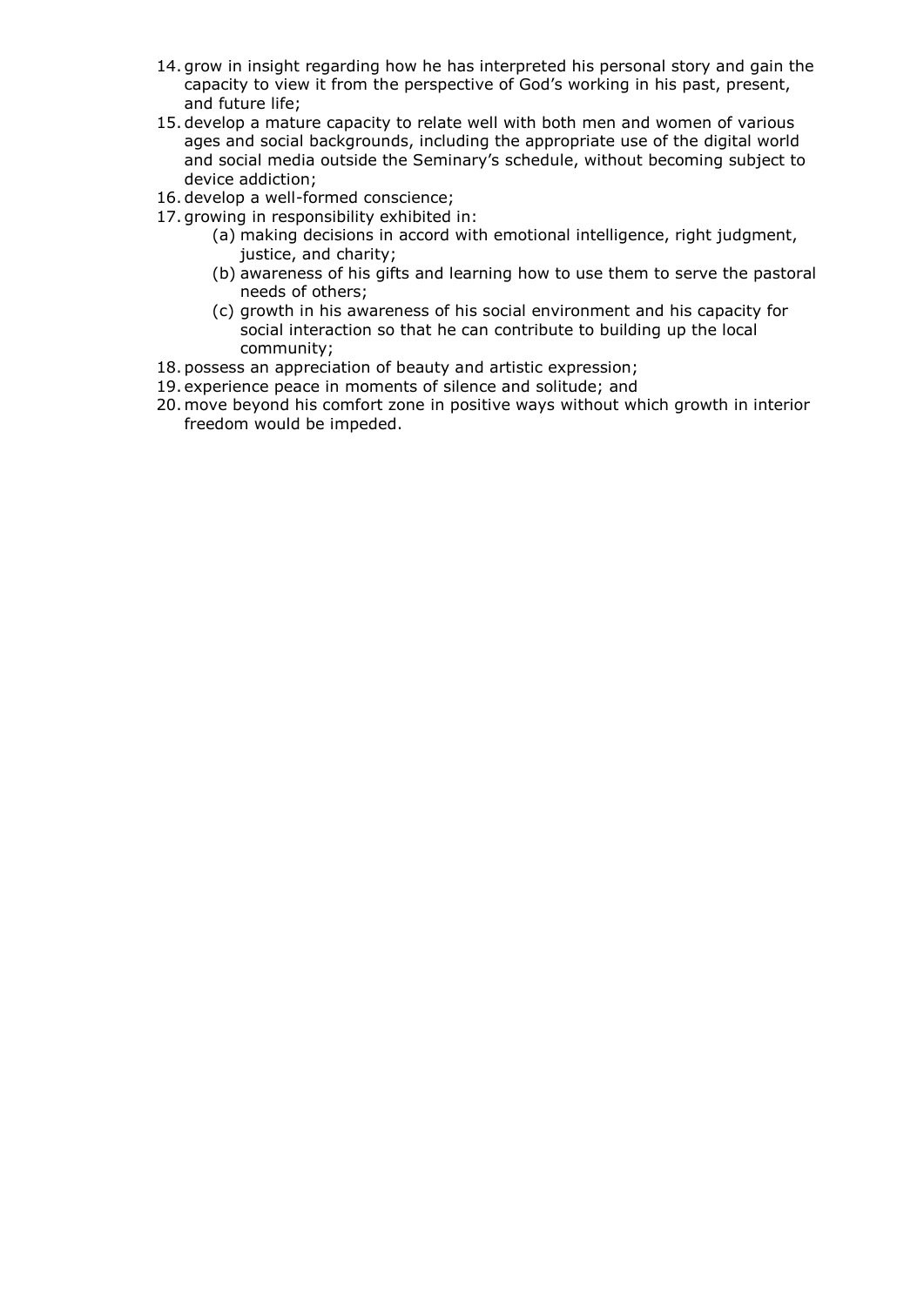14. grow in insight regarding how he has interpreted his personal story and gain the capacity to view it from the perspective of God's working in his past, present, and future life;
15. develop a mature capacity to relate well with both men and women of various ages and social backgrounds, including the appropriate use of the digital world and social media outside the Seminary's schedule, without becoming subject to device addiction;
16. develop a well-formed conscience;
17. growing in responsibility exhibited in:
    (a) making decisions in accord with emotional intelligence, right judgment, justice, and charity;
    (b) awareness of his gifts and learning how to use them to serve the pastoral needs of others;
    (c) growth in his awareness of his social environment and his capacity for social interaction so that he can contribute to building up the local community;
18. possess an appreciation of beauty and artistic expression;
19. experience peace in moments of silence and solitude; and
20. move beyond his comfort zone in positive ways without which growth in interior freedom would be impeded.